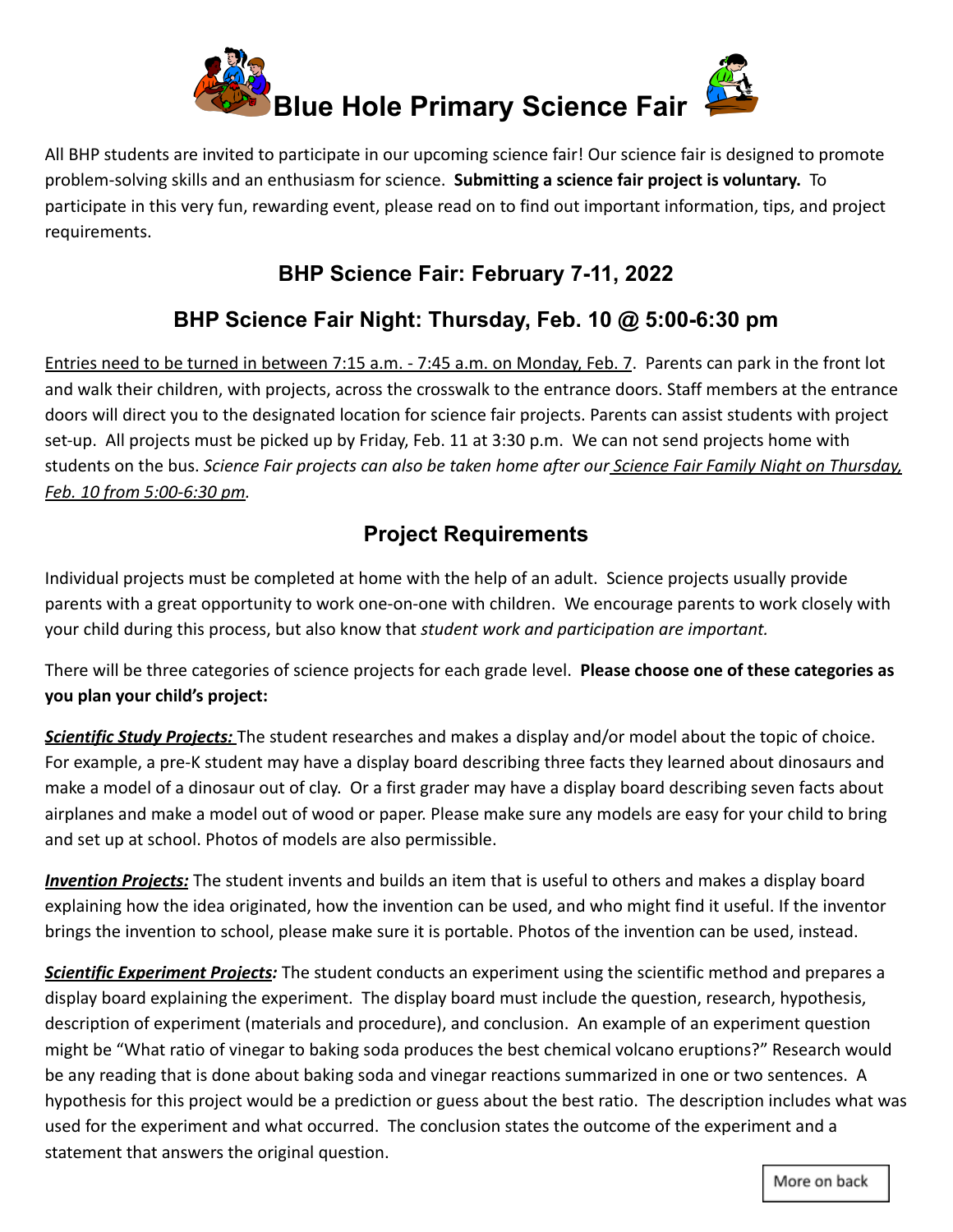# Blue Hole Primary Science Fair

All BHP students are invited to participate in our upcoming science fair! Our science fair is designed to promote problem-solving skills and an enthusiasm for science. **Submitting a science fair project is voluntary.** To participate in this very fun, rewarding event, please read on to find out important information, tips, and project requirements.

## BHP Science Fair: February 7-11, 2022

## BHP Science Fair Night: Thursday, Feb. 10 @ 5:00-6:30 pm

Entries need to be turned in between 7:15 a.m. - 7:45 a.m. on Monday, Feb. 7. Parents can park in the front lot and walk their children, with projects, across the crosswalk to the entrance doors. Staff members at the entrance doors will direct you to the designated location for science fair projects. Parents can assist students with project set-up. All projects must be picked up by Friday, Feb. 11 at 3:30 p.m. We can not send projects home with students on the bus. *Science Fair projects can also be taken home after our Science Fair Family Night on Thursday, Feb. 10 from 5:00-6:30 pm.*

## Project Requirements

Individual projects must be completed at home with the help of an adult. Science projects usually provide parents with a great opportunity to work one-on-one with children. We encourage parents to work closely with your child during this process, but also know that *student work and participation are important.*

There will be three categories of science projects for each grade level. **Please choose one of these categories as you plan your child's project:**

***Scientific Study Projects:*** The student researches and makes a display and/or model about the topic of choice. For example, a pre-K student may have a display board describing three facts they learned about dinosaurs and make a model of a dinosaur out of clay. Or a first grader may have a display board describing seven facts about airplanes and make a model out of wood or paper. Please make sure any models are easy for your child to bring and set up at school. Photos of models are also permissible.

***Invention Projects:*** The student invents and builds an item that is useful to others and makes a display board explaining how the idea originated, how the invention can be used, and who might find it useful. If the inventor brings the invention to school, please make sure it is portable. Photos of the invention can be used, instead.

***Scientific Experiment Projects:*** The student conducts an experiment using the scientific method and prepares a display board explaining the experiment. The display board must include the question, research, hypothesis, description of experiment (materials and procedure), and conclusion. An example of an experiment question might be "What ratio of vinegar to baking soda produces the best chemical volcano eruptions?" Research would be any reading that is done about baking soda and vinegar reactions summarized in one or two sentences. A hypothesis for this project would be a prediction or guess about the best ratio. The description includes what was used for the experiment and what occurred. The conclusion states the outcome of the experiment and a statement that answers the original question.

More on back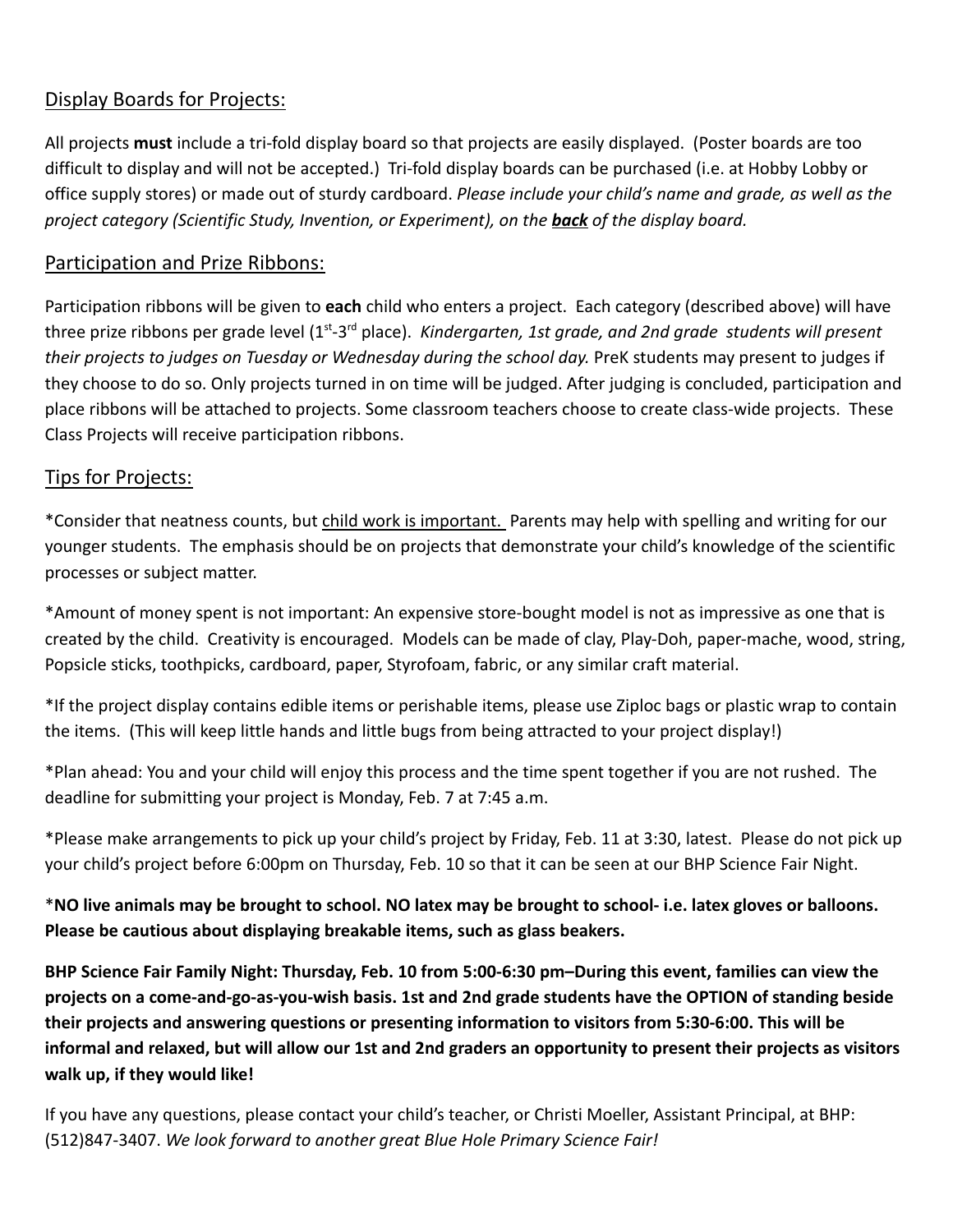## Display Boards for Projects:

All projects **must** include a tri-fold display board so that projects are easily displayed. (Poster boards are too difficult to display and will not be accepted.) Tri-fold display boards can be purchased (i.e. at Hobby Lobby or office supply stores) or made out of sturdy cardboard. *Please include your child's name and grade, as well as the project category (Scientific Study, Invention, or Experiment), on the **back** of the display board.*

## Participation and Prize Ribbons:

Participation ribbons will be given to **each** child who enters a project. Each category (described above) will have three prize ribbons per grade level (1st-3rd place). *Kindergarten, 1st grade, and 2nd grade students will present their projects to judges on Tuesday or Wednesday during the school day.* PreK students may present to judges if they choose to do so. Only projects turned in on time will be judged. After judging is concluded, participation and place ribbons will be attached to projects. Some classroom teachers choose to create class-wide projects. These Class Projects will receive participation ribbons.

## Tips for Projects:

*Consider that neatness counts, but child work is important. Parents may help with spelling and writing for our younger students. The emphasis should be on projects that demonstrate your child's knowledge of the scientific processes or subject matter.

*Amount of money spent is not important: An expensive store-bought model is not as impressive as one that is created by the child. Creativity is encouraged. Models can be made of clay, Play-Doh, paper-mache, wood, string, Popsicle sticks, toothpicks, cardboard, paper, Styrofoam, fabric, or any similar craft material.

*If the project display contains edible items or perishable items, please use Ziploc bags or plastic wrap to contain the items. (This will keep little hands and little bugs from being attracted to your project display!)

*Plan ahead: You and your child will enjoy this process and the time spent together if you are not rushed. The deadline for submitting your project is Monday, Feb. 7 at 7:45 a.m.

*Please make arrangements to pick up your child's project by Friday, Feb. 11 at 3:30, latest. Please do not pick up your child's project before 6:00pm on Thursday, Feb. 10 so that it can be seen at our BHP Science Fair Night.

***NO live animals may be brought to school. NO latex may be brought to school- i.e. latex gloves or balloons. Please be cautious about displaying breakable items, such as glass beakers.**

**BHP Science Fair Family Night: Thursday, Feb. 10 from 5:00-6:30 pm–During this event, families can view the projects on a come-and-go-as-you-wish basis. 1st and 2nd grade students have the OPTION of standing beside their projects and answering questions or presenting information to visitors from 5:30-6:00. This will be informal and relaxed, but will allow our 1st and 2nd graders an opportunity to present their projects as visitors walk up, if they would like!**

If you have any questions, please contact your child's teacher, or Christi Moeller, Assistant Principal, at BHP: (512)847-3407. *We look forward to another great Blue Hole Primary Science Fair!*